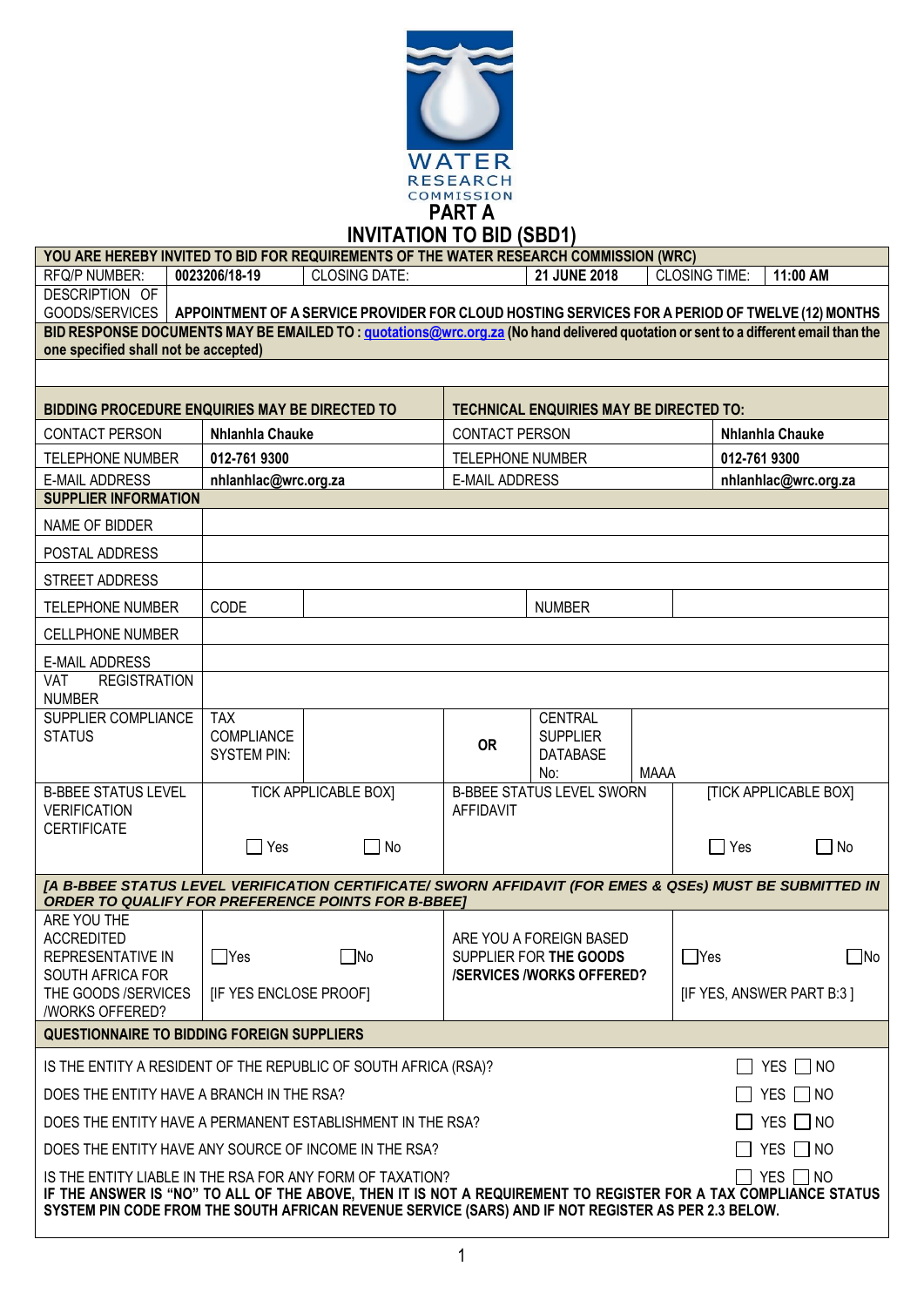WATER RESEARCH COMMISSION

# PART A
# INVITATION TO BID (SBD1)

| **YOU ARE HEREBY INVITED TO BID FOR REQUIREMENTS OF THE WATER RESEARCH COMMISSION (WRC)** | | | | | |
|---|---|---|---|---|---|
| RFQ/P NUMBER: | **0023206/18-19** | CLOSING DATE: | **21 JUNE 2018** | CLOSING TIME: | **11:00 AM** |
| DESCRIPTION OF GOODS/SERVICES | **APPOINTMENT OF A SERVICE PROVIDER FOR CLOUD HOSTING SERVICES FOR A PERIOD OF TWELVE (12) MONTHS** | | | | |
| **BID RESPONSE DOCUMENTS MAY BE EMAILED TO : quotations@wrc.org.za (No hand delivered quotation or sent to a different email than the one specified shall not be accepted)** | | | | | |

| **BIDDING PROCEDURE ENQUIRIES MAY BE DIRECTED TO** | | **TECHNICAL ENQUIRIES MAY BE DIRECTED TO:** | |
|---|---|---|---|
| CONTACT PERSON | **Nhlanhla Chauke** | CONTACT PERSON | **Nhlanhla Chauke** |
| TELEPHONE NUMBER | **012-761 9300** | TELEPHONE NUMBER | **012-761 9300** |
| E-MAIL ADDRESS | **nhlanhlac@wrc.org.za** | E-MAIL ADDRESS | **nhlanhlac@wrc.org.za** |

| **SUPPLIER INFORMATION** | | | | | |
|---|---|---|---|---|---|
| NAME OF BIDDER | | | | | |
| POSTAL ADDRESS | | | | | |
| STREET ADDRESS | | | | | |
| TELEPHONE NUMBER | CODE | | | NUMBER | |
| CELLPHONE NUMBER | | | | | |
| E-MAIL ADDRESS | | | | | |
| VAT REGISTRATION NUMBER | | | | | |
| SUPPLIER COMPLIANCE STATUS | TAX COMPLIANCE SYSTEM PIN: | | OR | CENTRAL SUPPLIER DATABASE No: | MAAA |
| B-BBEE STATUS LEVEL VERIFICATION CERTIFICATE | TICK APPLICABLE BOX] ☐ Yes ☐ No | | B-BBEE STATUS LEVEL SWORN AFFIDAVIT | | [TICK APPLICABLE BOX] ☐ Yes ☐ No |

***[A B-BBEE STATUS LEVEL VERIFICATION CERTIFICATE/ SWORN AFFIDAVIT (FOR EMES & QSEs) MUST BE SUBMITTED IN ORDER TO QUALIFY FOR PREFERENCE POINTS FOR B-BBEE]***

| ARE YOU THE ACCREDITED REPRESENTATIVE IN SOUTH AFRICA FOR THE GOODS /SERVICES /WORKS OFFERED? | ☐Yes ☐No [IF YES ENCLOSE PROOF] | ARE YOU A FOREIGN BASED SUPPLIER FOR **THE GOODS /SERVICES /WORKS OFFERED?** | ☐Yes ☐No [IF YES, ANSWER PART B:3 ] |
|---|---|---|---|

| **QUESTIONNAIRE TO BIDDING FOREIGN SUPPLIERS** | |
|---|---|
| IS THE ENTITY A RESIDENT OF THE REPUBLIC OF SOUTH AFRICA (RSA)? | ☐ YES ☐ NO |
| DOES THE ENTITY HAVE A BRANCH IN THE RSA? | ☐ YES ☐ NO |
| DOES THE ENTITY HAVE A PERMANENT ESTABLISHMENT IN THE RSA? | ☐ YES ☐ NO |
| DOES THE ENTITY HAVE ANY SOURCE OF INCOME IN THE RSA? | ☐ YES ☐ NO |
| IS THE ENTITY LIABLE IN THE RSA FOR ANY FORM OF TAXATION? | ☐ YES ☐ NO |

**IF THE ANSWER IS "NO" TO ALL OF THE ABOVE, THEN IT IS NOT A REQUIREMENT TO REGISTER FOR A TAX COMPLIANCE STATUS SYSTEM PIN CODE FROM THE SOUTH AFRICAN REVENUE SERVICE (SARS) AND IF NOT REGISTER AS PER 2.3 BELOW.**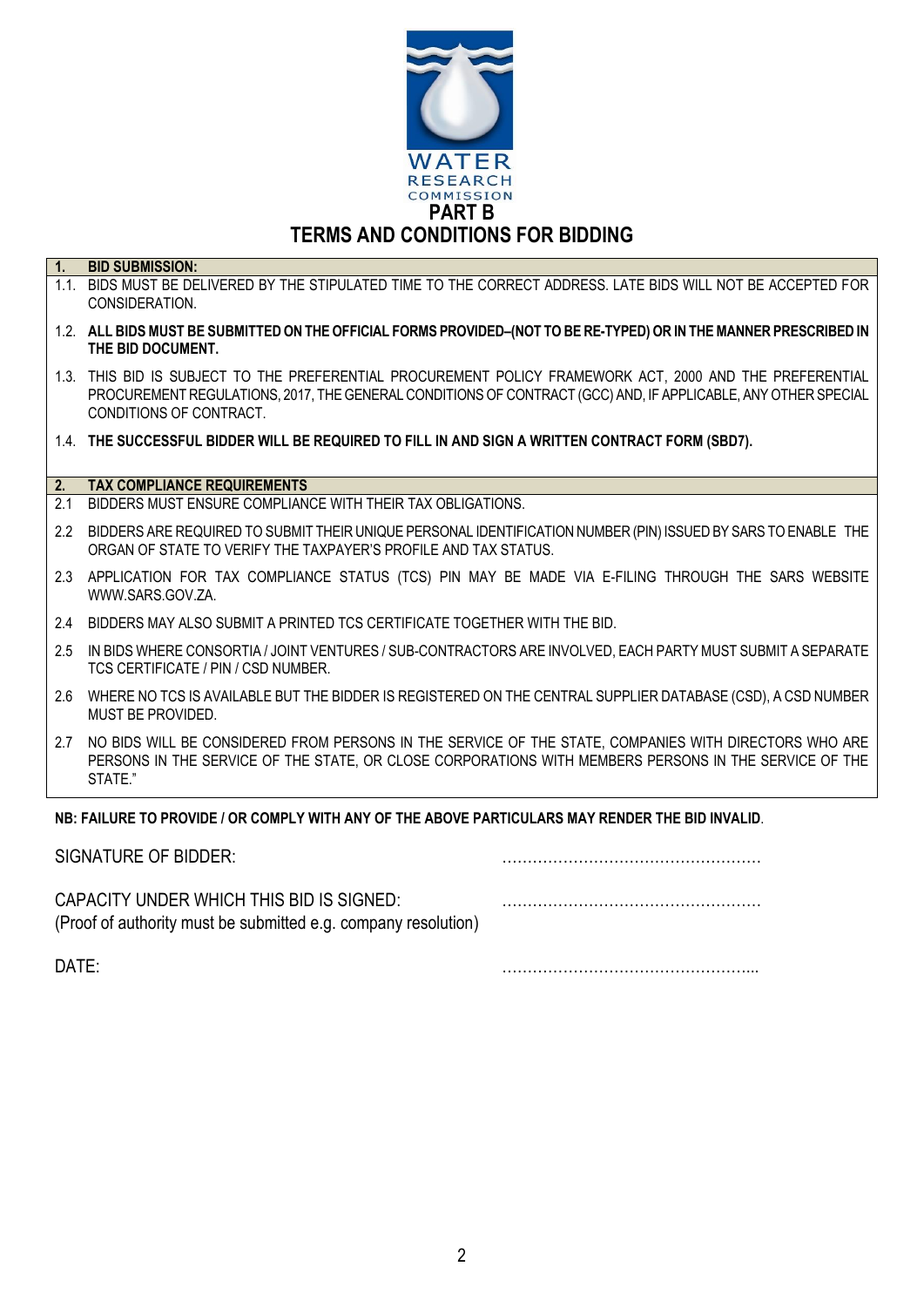# PART B

# TERMS AND CONDITIONS FOR BIDDING

## 1. BID SUBMISSION:

1.1. BIDS MUST BE DELIVERED BY THE STIPULATED TIME TO THE CORRECT ADDRESS. LATE BIDS WILL NOT BE ACCEPTED FOR CONSIDERATION.

1.2. **ALL BIDS MUST BE SUBMITTED ON THE OFFICIAL FORMS PROVIDED–(NOT TO BE RE-TYPED) OR IN THE MANNER PRESCRIBED IN THE BID DOCUMENT.**

1.3. THIS BID IS SUBJECT TO THE PREFERENTIAL PROCUREMENT POLICY FRAMEWORK ACT, 2000 AND THE PREFERENTIAL PROCUREMENT REGULATIONS, 2017, THE GENERAL CONDITIONS OF CONTRACT (GCC) AND, IF APPLICABLE, ANY OTHER SPECIAL CONDITIONS OF CONTRACT.

1.4. **THE SUCCESSFUL BIDDER WILL BE REQUIRED TO FILL IN AND SIGN A WRITTEN CONTRACT FORM (SBD7).**

## 2. TAX COMPLIANCE REQUIREMENTS

2.1 BIDDERS MUST ENSURE COMPLIANCE WITH THEIR TAX OBLIGATIONS.

2.2 BIDDERS ARE REQUIRED TO SUBMIT THEIR UNIQUE PERSONAL IDENTIFICATION NUMBER (PIN) ISSUED BY SARS TO ENABLE THE ORGAN OF STATE TO VERIFY THE TAXPAYER'S PROFILE AND TAX STATUS.

2.3 APPLICATION FOR TAX COMPLIANCE STATUS (TCS) PIN MAY BE MADE VIA E-FILING THROUGH THE SARS WEBSITE WWW.SARS.GOV.ZA.

2.4 BIDDERS MAY ALSO SUBMIT A PRINTED TCS CERTIFICATE TOGETHER WITH THE BID.

2.5 IN BIDS WHERE CONSORTIA / JOINT VENTURES / SUB-CONTRACTORS ARE INVOLVED, EACH PARTY MUST SUBMIT A SEPARATE TCS CERTIFICATE / PIN / CSD NUMBER.

2.6 WHERE NO TCS IS AVAILABLE BUT THE BIDDER IS REGISTERED ON THE CENTRAL SUPPLIER DATABASE (CSD), A CSD NUMBER MUST BE PROVIDED.

2.7 NO BIDS WILL BE CONSIDERED FROM PERSONS IN THE SERVICE OF THE STATE, COMPANIES WITH DIRECTORS WHO ARE PERSONS IN THE SERVICE OF THE STATE, OR CLOSE CORPORATIONS WITH MEMBERS PERSONS IN THE SERVICE OF THE STATE."

**NB: FAILURE TO PROVIDE / OR COMPLY WITH ANY OF THE ABOVE PARTICULARS MAY RENDER THE BID INVALID**.

SIGNATURE OF BIDDER: ……………………………………………

CAPACITY UNDER WHICH THIS BID IS SIGNED: ……………………………………………
(Proof of authority must be submitted e.g. company resolution)

DATE: …………………………………………...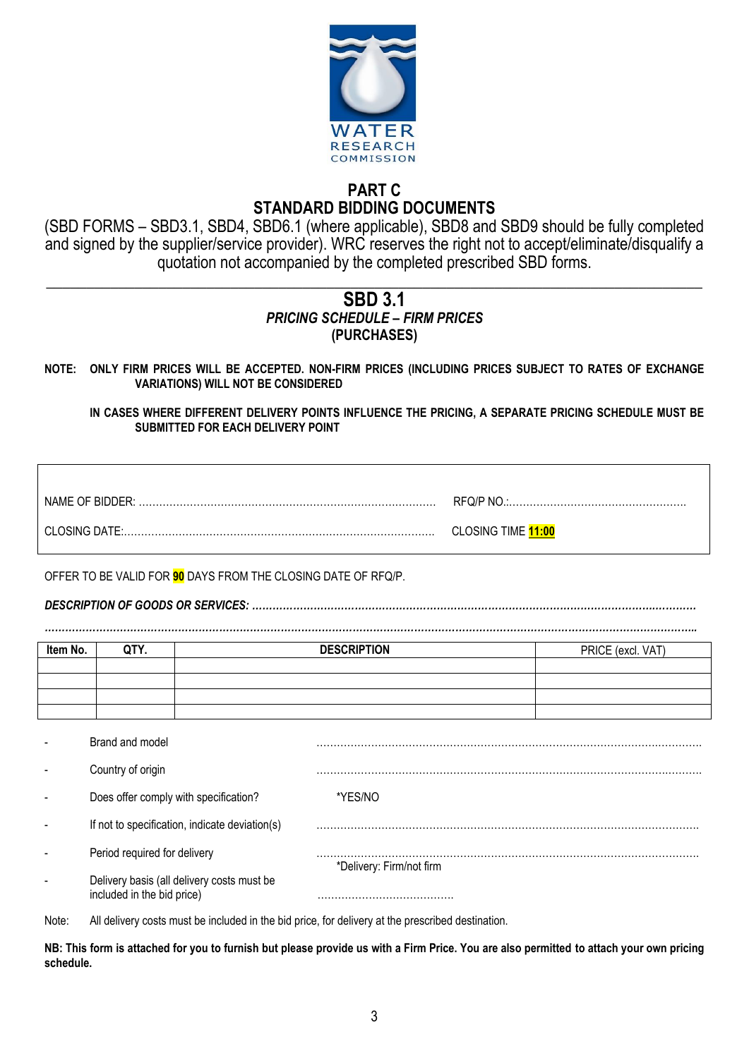# PART C
# STANDARD BIDDING DOCUMENTS

(SBD FORMS – SBD3.1, SBD4, SBD6.1 (where applicable), SBD8 and SBD9 should be fully completed and signed by the supplier/service provider). WRC reserves the right not to accept/eliminate/disqualify a quotation not accompanied by the completed prescribed SBD forms.

---

## SBD 3.1

### *PRICING SCHEDULE – FIRM PRICES*
### (PURCHASES)

**NOTE: ONLY FIRM PRICES WILL BE ACCEPTED. NON-FIRM PRICES (INCLUDING PRICES SUBJECT TO RATES OF EXCHANGE VARIATIONS) WILL NOT BE CONSIDERED**

**IN CASES WHERE DIFFERENT DELIVERY POINTS INFLUENCE THE PRICING, A SEPARATE PRICING SCHEDULE MUST BE SUBMITTED FOR EACH DELIVERY POINT**

NAME OF BIDDER: ………………………………………………………………………… RFQ/P NO.:…………………………………………….

CLOSING DATE:……………………………………………………………………………. CLOSING TIME **11:00**

OFFER TO BE VALID FOR **90** DAYS FROM THE CLOSING DATE OF RFQ/P.

***DESCRIPTION OF GOODS OR SERVICES: ………………………………………………………………………………………………………***

***……………………………………………………………………………………………………………………………………………………………***

| Item No. | QTY. | DESCRIPTION | PRICE (excl. VAT) |
|---|---|---|---|
| | | | |
| | | | |
| | | | |
| | | | |

- Brand and model ………………………………………………………………………………………………
- Country of origin ………………………………………………………………………………………………
- Does offer comply with specification? *YES/NO
- If not to specification, indicate deviation(s) ………………………………………………………………………………………………
- Period required for delivery ………………………………………………………………………………………………
  *Delivery: Firm/not firm
- Delivery basis (all delivery costs must be included in the bid price) …………………………………

Note: All delivery costs must be included in the bid price, for delivery at the prescribed destination.

**NB: This form is attached for you to furnish but please provide us with a Firm Price. You are also permitted to attach your own pricing schedule.**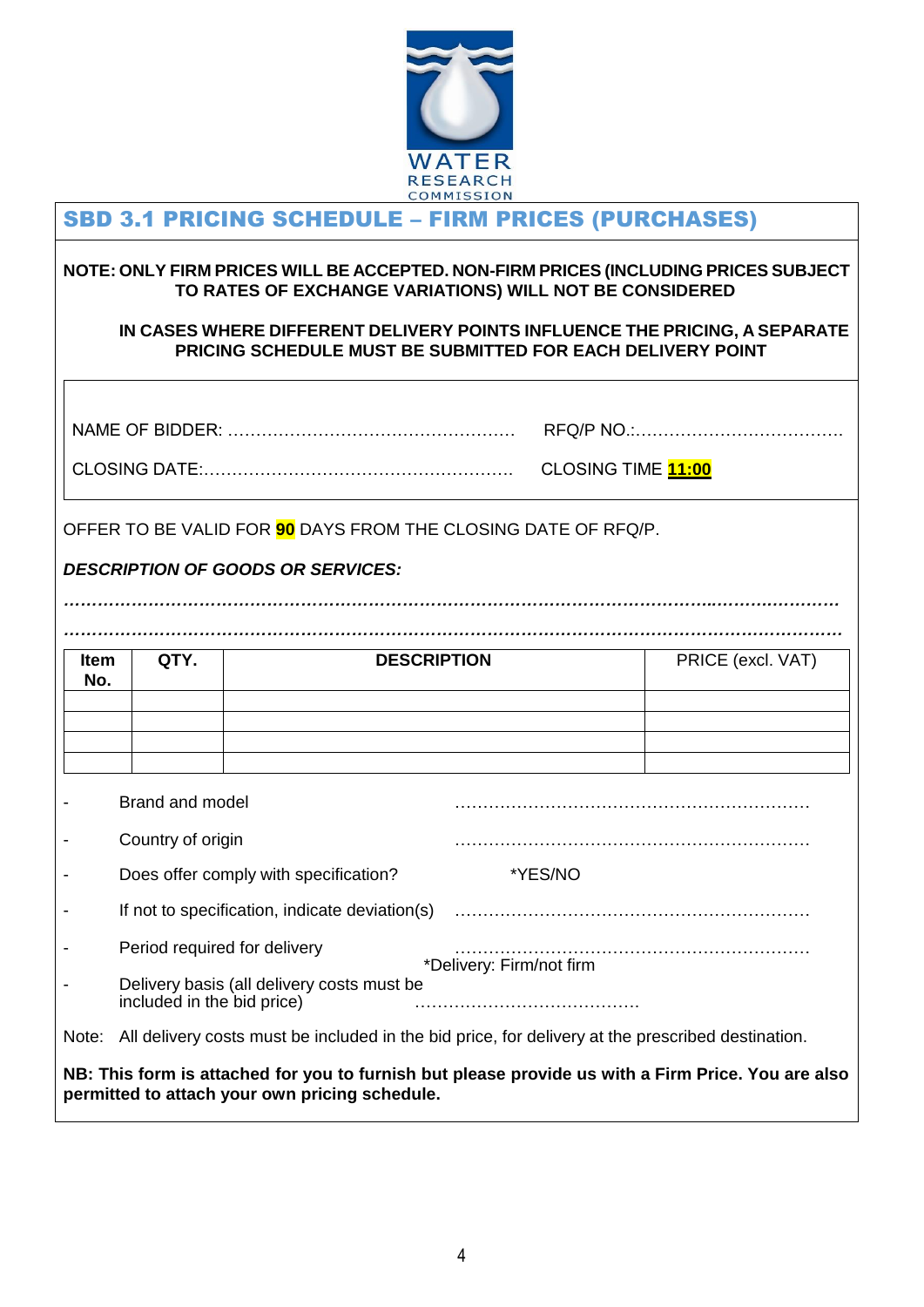WATER RESEARCH COMMISSION

## SBD 3.1 PRICING SCHEDULE – FIRM PRICES (PURCHASES)

**NOTE: ONLY FIRM PRICES WILL BE ACCEPTED. NON-FIRM PRICES (INCLUDING PRICES SUBJECT TO RATES OF EXCHANGE VARIATIONS) WILL NOT BE CONSIDERED**

**IN CASES WHERE DIFFERENT DELIVERY POINTS INFLUENCE THE PRICING, A SEPARATE PRICING SCHEDULE MUST BE SUBMITTED FOR EACH DELIVERY POINT**

NAME OF BIDDER: …………………………………………… RFQ/P NO.:……………………………….

CLOSING DATE:………………………………………………. CLOSING TIME **11:00**

OFFER TO BE VALID FOR **90** DAYS FROM THE CLOSING DATE OF RFQ/P.

***DESCRIPTION OF GOODS OR SERVICES:***

*……………………………………………………………………………………………………………………*

*……………………………………………………………………………………………………………………*

| Item No. | QTY. | DESCRIPTION | PRICE (excl. VAT) |
|---|---|---|---|
| | | | |
| | | | |
| | | | |
| | | | |

- Brand and model ………………………………………………………
- Country of origin ………………………………………………………
- Does offer comply with specification? *YES/NO
- If not to specification, indicate deviation(s) ………………………………………………………
- Period required for delivery ………………………………………………………
  *Delivery: Firm/not firm
- Delivery basis (all delivery costs must be included in the bid price) ………………………………….

Note: All delivery costs must be included in the bid price, for delivery at the prescribed destination.

**NB: This form is attached for you to furnish but please provide us with a Firm Price. You are also permitted to attach your own pricing schedule.**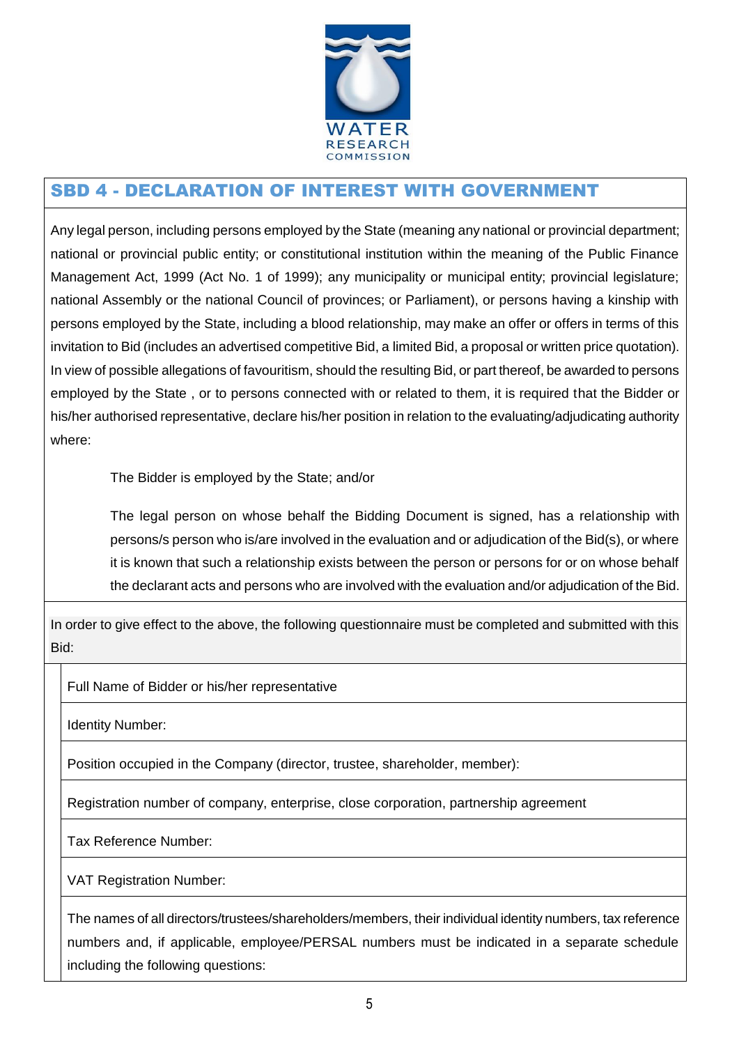## SBD 4 - DECLARATION OF INTEREST WITH GOVERNMENT

Any legal person, including persons employed by the State (meaning any national or provincial department; national or provincial public entity; or constitutional institution within the meaning of the Public Finance Management Act, 1999 (Act No. 1 of 1999); any municipality or municipal entity; provincial legislature; national Assembly or the national Council of provinces; or Parliament), or persons having a kinship with persons employed by the State, including a blood relationship, may make an offer or offers in terms of this invitation to Bid (includes an advertised competitive Bid, a limited Bid, a proposal or written price quotation). In view of possible allegations of favouritism, should the resulting Bid, or part thereof, be awarded to persons employed by the State , or to persons connected with or related to them, it is required that the Bidder or his/her authorised representative, declare his/her position in relation to the evaluating/adjudicating authority where:

The Bidder is employed by the State; and/or

The legal person on whose behalf the Bidding Document is signed, has a relationship with persons/s person who is/are involved in the evaluation and or adjudication of the Bid(s), or where it is known that such a relationship exists between the person or persons for or on whose behalf the declarant acts and persons who are involved with the evaluation and/or adjudication of the Bid.

In order to give effect to the above, the following questionnaire must be completed and submitted with this Bid:

Full Name of Bidder or his/her representative

Identity Number:

Position occupied in the Company (director, trustee, shareholder, member):

Registration number of company, enterprise, close corporation, partnership agreement

Tax Reference Number:

VAT Registration Number:

The names of all directors/trustees/shareholders/members, their individual identity numbers, tax reference numbers and, if applicable, employee/PERSAL numbers must be indicated in a separate schedule including the following questions: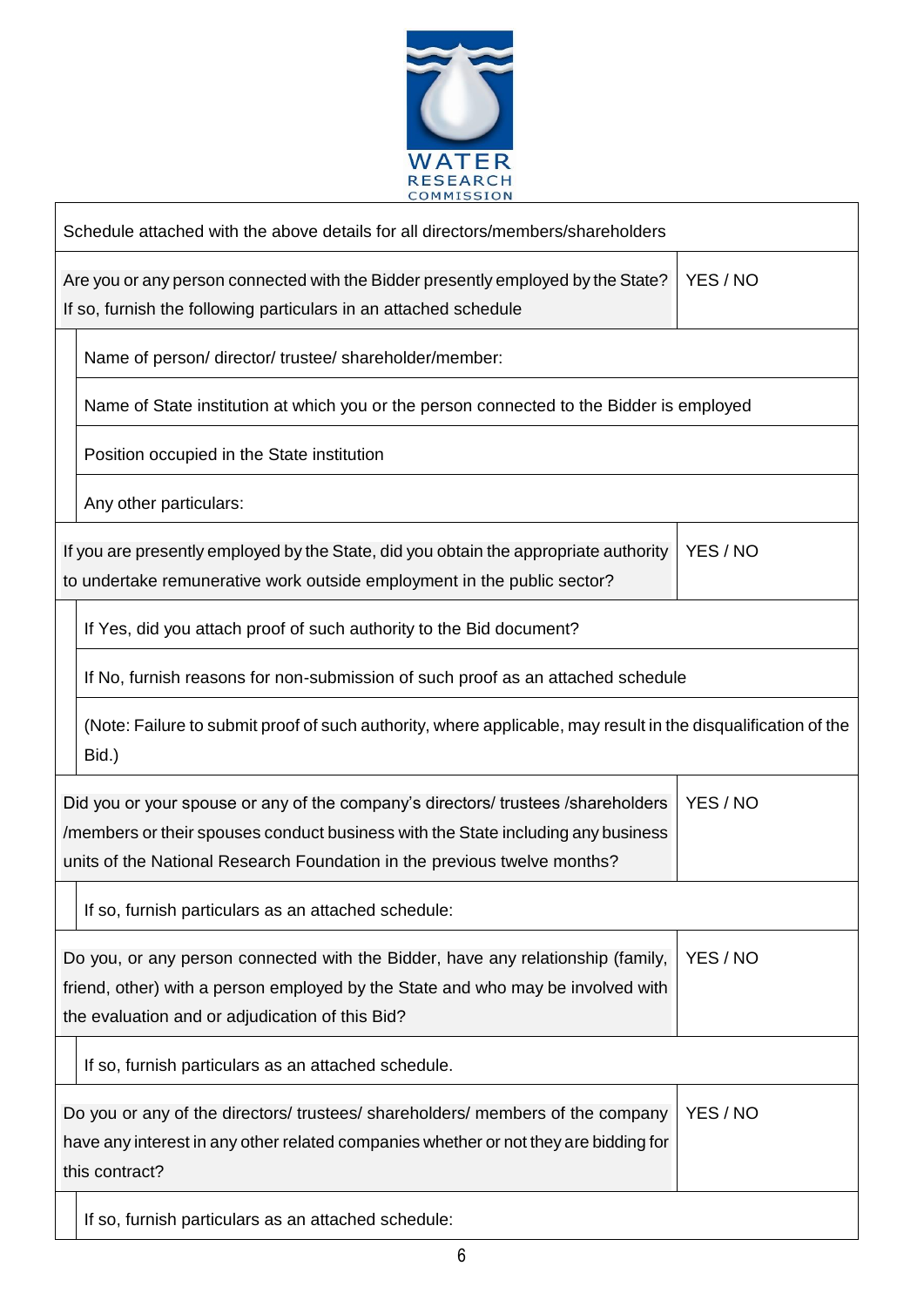| | |
|---|---|
| Schedule attached with the above details for all directors/members/shareholders | |
| Are you or any person connected with the Bidder presently employed by the State? If so, furnish the following particulars in an attached schedule | YES / NO |
| Name of person/ director/ trustee/ shareholder/member: | |
| Name of State institution at which you or the person connected to the Bidder is employed | |
| Position occupied in the State institution | |
| Any other particulars: | |
| If you are presently employed by the State, did you obtain the appropriate authority to undertake remunerative work outside employment in the public sector? | YES / NO |
| If Yes, did you attach proof of such authority to the Bid document? | |
| If No, furnish reasons for non-submission of such proof as an attached schedule | |
| (Note: Failure to submit proof of such authority, where applicable, may result in the disqualification of the Bid.) | |
| Did you or your spouse or any of the company's directors/ trustees /shareholders /members or their spouses conduct business with the State including any business units of the National Research Foundation in the previous twelve months? | YES / NO |
| If so, furnish particulars as an attached schedule: | |
| Do you, or any person connected with the Bidder, have any relationship (family, friend, other) with a person employed by the State and who may be involved with the evaluation and or adjudication of this Bid? | YES / NO |
| If so, furnish particulars as an attached schedule. | |
| Do you or any of the directors/ trustees/ shareholders/ members of the company have any interest in any other related companies whether or not they are bidding for this contract? | YES / NO |
| If so, furnish particulars as an attached schedule: | |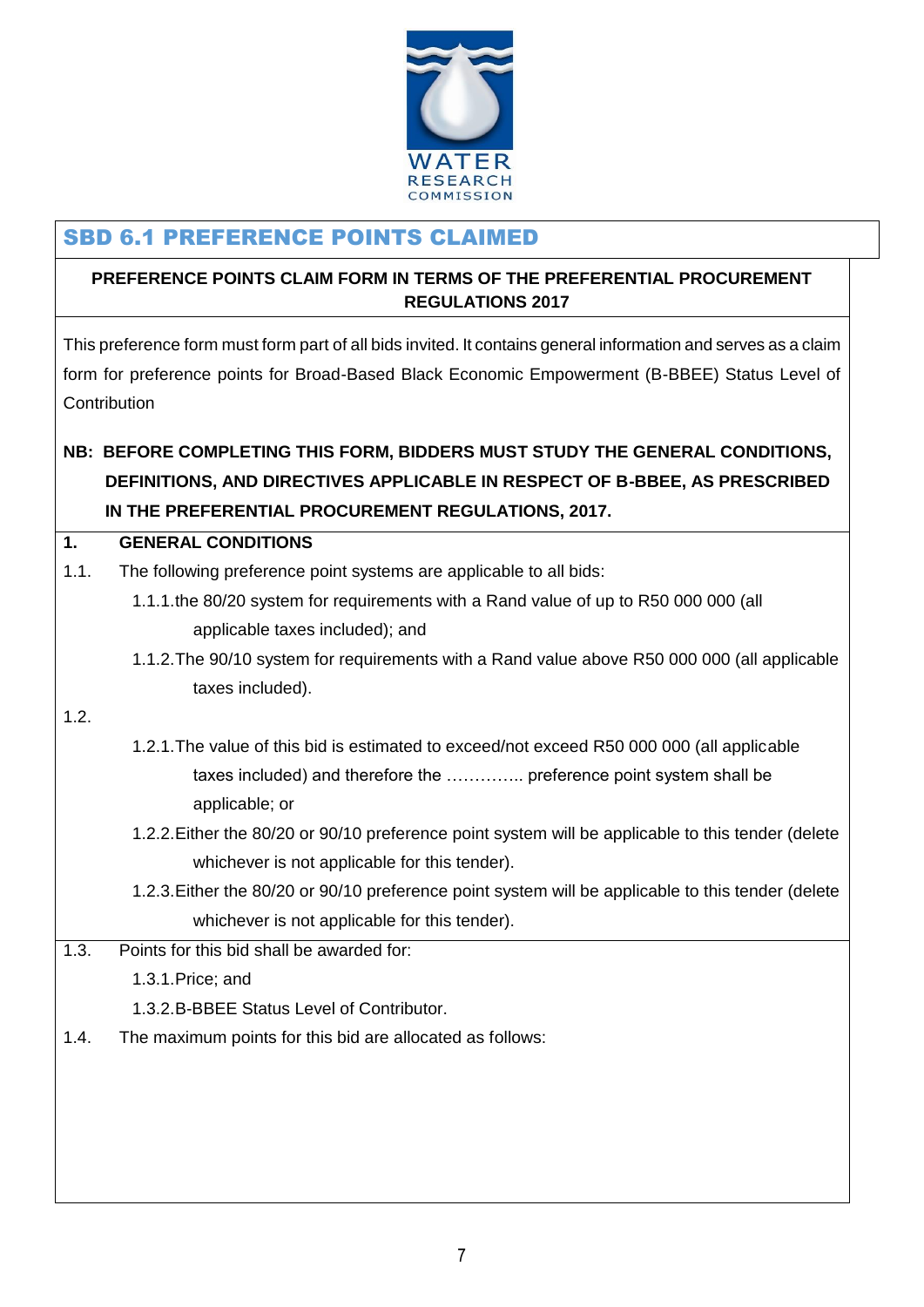## SBD 6.1 PREFERENCE POINTS CLAIMED

**PREFERENCE POINTS CLAIM FORM IN TERMS OF THE PREFERENTIAL PROCUREMENT REGULATIONS 2017**

This preference form must form part of all bids invited. It contains general information and serves as a claim form for preference points for Broad-Based Black Economic Empowerment (B-BBEE) Status Level of Contribution

**NB: BEFORE COMPLETING THIS FORM, BIDDERS MUST STUDY THE GENERAL CONDITIONS, DEFINITIONS, AND DIRECTIVES APPLICABLE IN RESPECT OF B-BBEE, AS PRESCRIBED IN THE PREFERENTIAL PROCUREMENT REGULATIONS, 2017.**

**1. GENERAL CONDITIONS**

1.1. The following preference point systems are applicable to all bids:

1.1.1. the 80/20 system for requirements with a Rand value of up to R50 000 000 (all applicable taxes included); and

1.1.2. The 90/10 system for requirements with a Rand value above R50 000 000 (all applicable taxes included).

1.2.

1.2.1. The value of this bid is estimated to exceed/not exceed R50 000 000 (all applicable taxes included) and therefore the ………….. preference point system shall be applicable; or

1.2.2. Either the 80/20 or 90/10 preference point system will be applicable to this tender (delete whichever is not applicable for this tender).

1.2.3. Either the 80/20 or 90/10 preference point system will be applicable to this tender (delete whichever is not applicable for this tender).

1.3. Points for this bid shall be awarded for:

1.3.1. Price; and

1.3.2. B-BBEE Status Level of Contributor.

1.4. The maximum points for this bid are allocated as follows: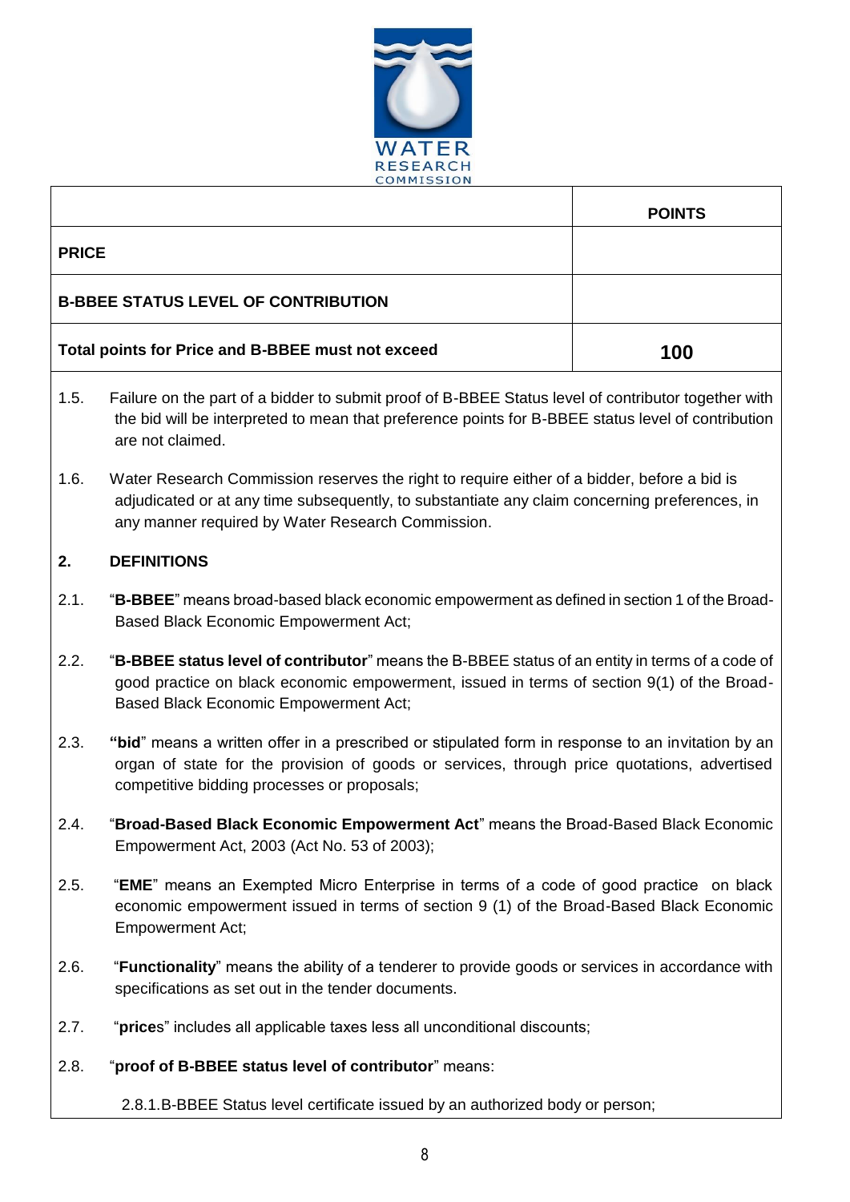| | POINTS |
|---|---|
| **PRICE** | |
| **B-BBEE STATUS LEVEL OF CONTRIBUTION** | |
| **Total points for Price and B-BBEE must not exceed** | **100** |

1.5. Failure on the part of a bidder to submit proof of B-BBEE Status level of contributor together with the bid will be interpreted to mean that preference points for B-BBEE status level of contribution are not claimed.

1.6. Water Research Commission reserves the right to require either of a bidder, before a bid is adjudicated or at any time subsequently, to substantiate any claim concerning preferences, in any manner required by Water Research Commission.

## 2. DEFINITIONS

2.1. "**B-BBEE**" means broad-based black economic empowerment as defined in section 1 of the Broad-Based Black Economic Empowerment Act;

2.2. "**B-BBEE status level of contributor**" means the B-BBEE status of an entity in terms of a code of good practice on black economic empowerment, issued in terms of section 9(1) of the Broad-Based Black Economic Empowerment Act;

2.3. **"bid**" means a written offer in a prescribed or stipulated form in response to an invitation by an organ of state for the provision of goods or services, through price quotations, advertised competitive bidding processes or proposals;

2.4. "**Broad-Based Black Economic Empowerment Act**" means the Broad-Based Black Economic Empowerment Act, 2003 (Act No. 53 of 2003);

2.5. "**EME**" means an Exempted Micro Enterprise in terms of a code of good practice on black economic empowerment issued in terms of section 9 (1) of the Broad-Based Black Economic Empowerment Act;

2.6. "**Functionality**" means the ability of a tenderer to provide goods or services in accordance with specifications as set out in the tender documents.

2.7. "**prices**" includes all applicable taxes less all unconditional discounts;

2.8. "**proof of B-BBEE status level of contributor**" means:

2.8.1. B-BBEE Status level certificate issued by an authorized body or person;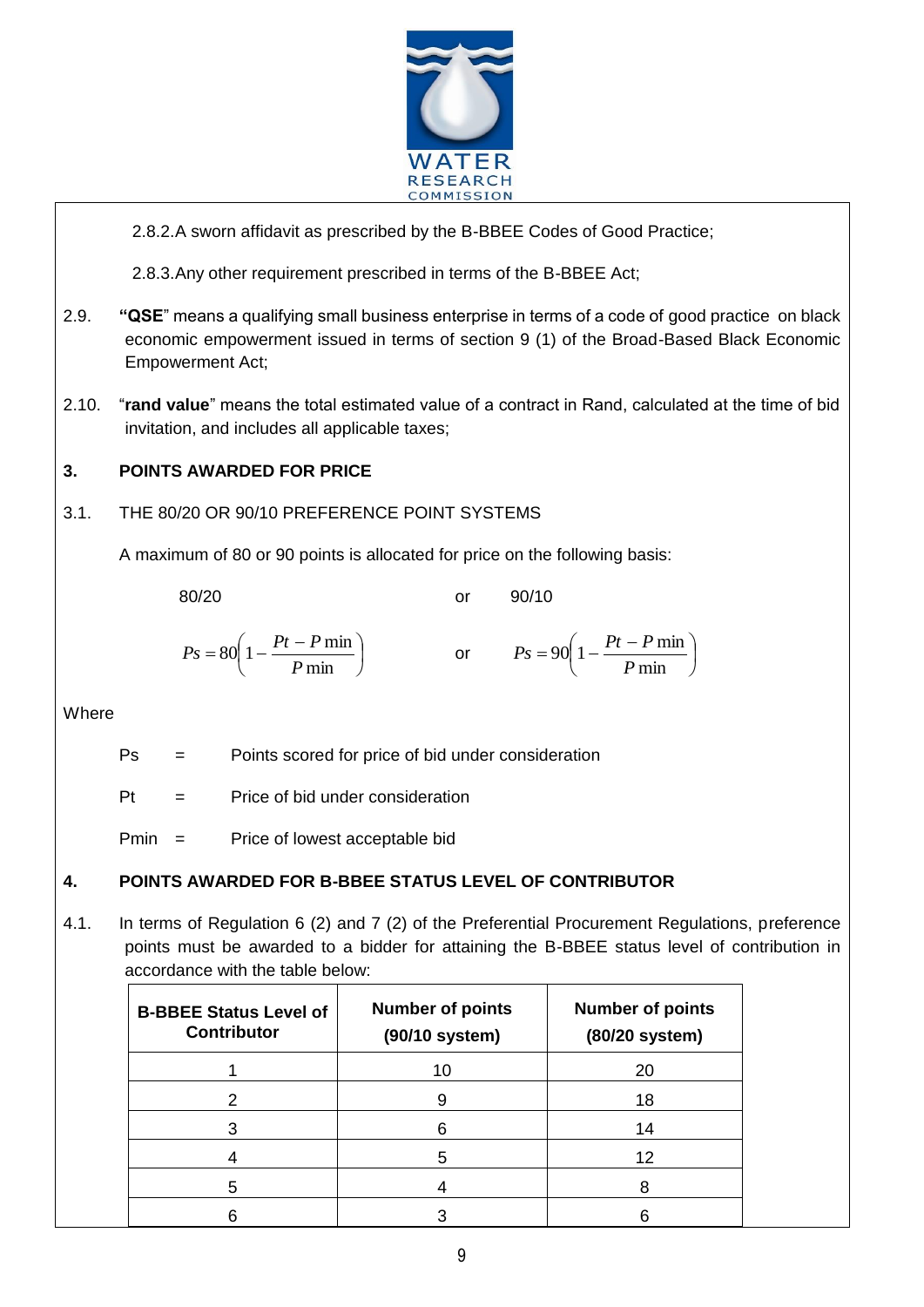2.8.2. A sworn affidavit as prescribed by the B-BBEE Codes of Good Practice;

2.8.3. Any other requirement prescribed in terms of the B-BBEE Act;

2.9. **"QSE"** means a qualifying small business enterprise in terms of a code of good practice on black economic empowerment issued in terms of section 9 (1) of the Broad-Based Black Economic Empowerment Act;

2.10. "**rand value**" means the total estimated value of a contract in Rand, calculated at the time of bid invitation, and includes all applicable taxes;

## 3. POINTS AWARDED FOR PRICE

3.1. THE 80/20 OR 90/10 PREFERENCE POINT SYSTEMS

A maximum of 80 or 90 points is allocated for price on the following basis:

80/20 or 90/10

$$Ps = 80\left(1 - \frac{Pt - P\min}{P\min}\right) \quad \text{or} \quad Ps = 90\left(1 - \frac{Pt - P\min}{P\min}\right)$$

Where

Ps = Points scored for price of bid under consideration

Pt = Price of bid under consideration

Pmin = Price of lowest acceptable bid

## 4. POINTS AWARDED FOR B-BBEE STATUS LEVEL OF CONTRIBUTOR

4.1. In terms of Regulation 6 (2) and 7 (2) of the Preferential Procurement Regulations, preference points must be awarded to a bidder for attaining the B-BBEE status level of contribution in accordance with the table below:

| B-BBEE Status Level of Contributor | Number of points (90/10 system) | Number of points (80/20 system) |
|---|---|---|
| 1 | 10 | 20 |
| 2 | 9 | 18 |
| 3 | 6 | 14 |
| 4 | 5 | 12 |
| 5 | 4 | 8 |
| 6 | 3 | 6 |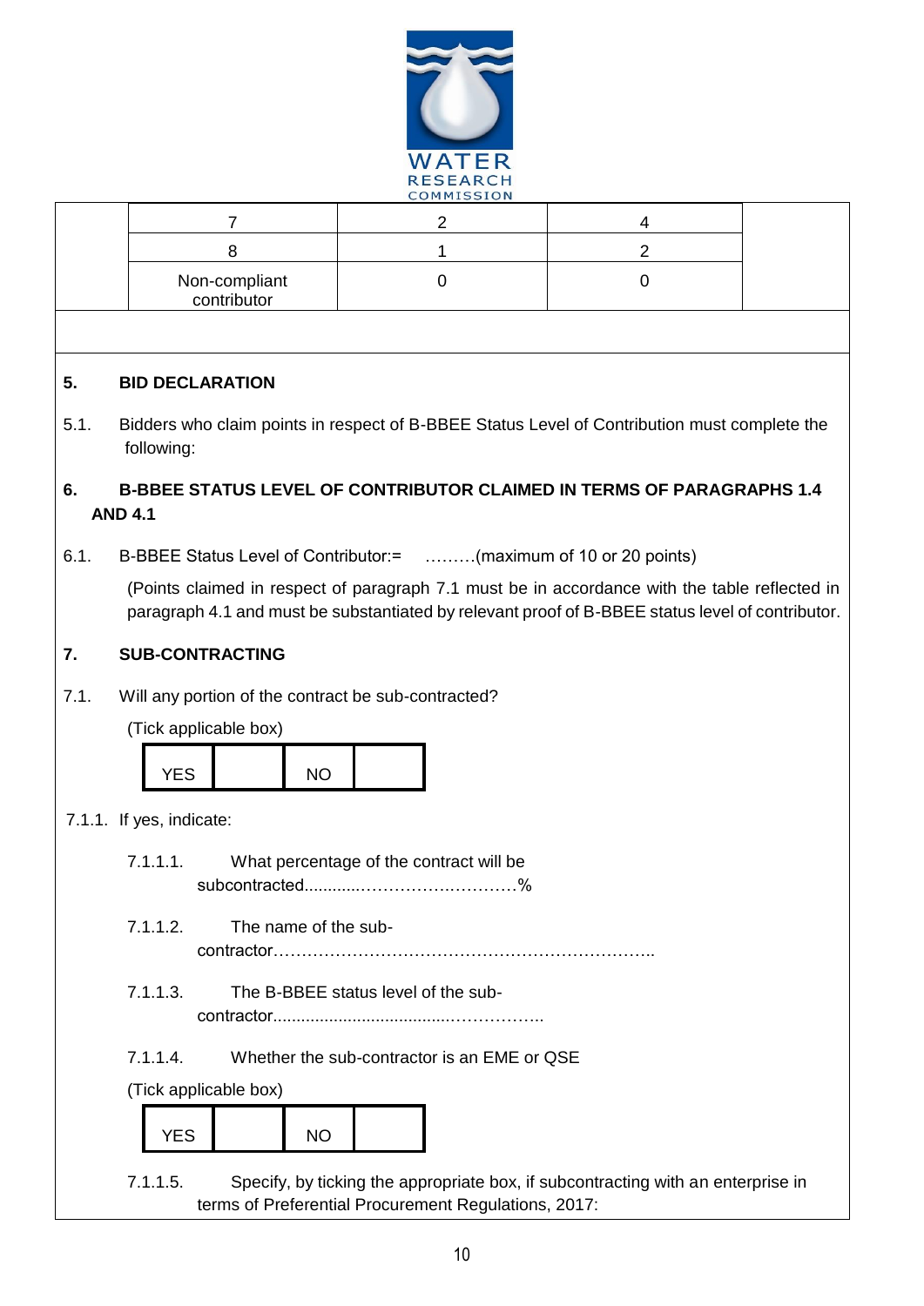| 7 | 2 | 4 |
|---|---|---|
| 8 | 1 | 2 |
| Non-compliant contributor | 0 | 0 |

**5. BID DECLARATION**

5.1. Bidders who claim points in respect of B-BBEE Status Level of Contribution must complete the following:

**6. B-BBEE STATUS LEVEL OF CONTRIBUTOR CLAIMED IN TERMS OF PARAGRAPHS 1.4 AND 4.1**

6.1. B-BBEE Status Level of Contributor:= ………(maximum of 10 or 20 points)

(Points claimed in respect of paragraph 7.1 must be in accordance with the table reflected in paragraph 4.1 and must be substantiated by relevant proof of B-BBEE status level of contributor.

**7. SUB-CONTRACTING**

7.1. Will any portion of the contract be sub-contracted?

(Tick applicable box)

| YES | | NO | |
|---|---|---|---|

7.1.1. If yes, indicate:

7.1.1.1. What percentage of the contract will be subcontracted............……………….…………%

7.1.1.2. The name of the sub-contractor…………………………………………………………..

7.1.1.3. The B-BBEE status level of the sub-contractor......................................……………..

7.1.1.4. Whether the sub-contractor is an EME or QSE

(Tick applicable box)

| YES | | NO | |
|---|---|---|---|

7.1.1.5. Specify, by ticking the appropriate box, if subcontracting with an enterprise in terms of Preferential Procurement Regulations, 2017: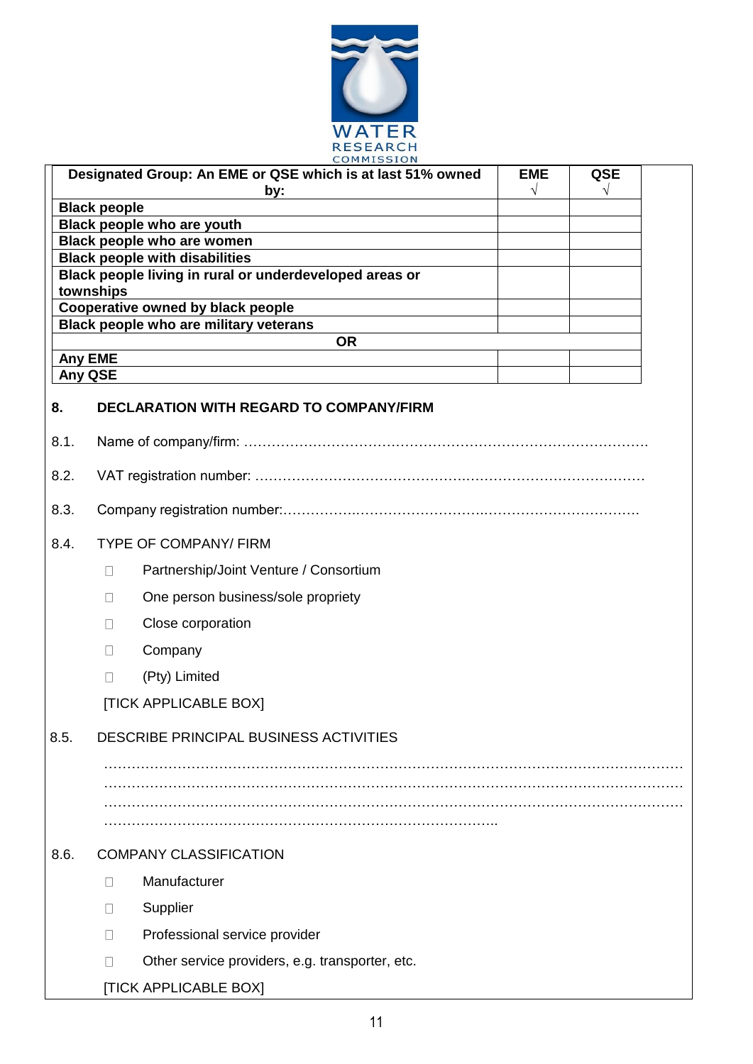WATER RESEARCH COMMISSION

| Designated Group: An EME or QSE which is at last 51% owned by: | EME √ | QSE √ |
|---|---|---|
| **Black people** | | |
| **Black people who are youth** | | |
| **Black people who are women** | | |
| **Black people with disabilities** | | |
| **Black people living in rural or underdeveloped areas or townships** | | |
| **Cooperative owned by black people** | | |
| **Black people who are military veterans** | | |
| **OR** | | |
| **Any EME** | | |
| **Any QSE** | | |

## 8. DECLARATION WITH REGARD TO COMPANY/FIRM

8.1. Name of company/firm: …………………………………………………………………………….

8.2. VAT registration number: ……………………………………….…………………………………

8.3. Company registration number:…………….……………………….…………………………….

8.4. TYPE OF COMPANY/ FIRM

- ☐ Partnership/Joint Venture / Consortium
- ☐ One person business/sole propriety
- ☐ Close corporation
- ☐ Company
- ☐ (Pty) Limited

[TICK APPLICABLE BOX]

8.5. DESCRIBE PRINCIPAL BUSINESS ACTIVITIES

………………………………………………………………………………………………………………
………………………………………………………………………………………………………………
………………………………………………………………………………………………………………
…………………………………………………………………………………..

8.6. COMPANY CLASSIFICATION

- ☐ Manufacturer
- ☐ Supplier
- ☐ Professional service provider
- ☐ Other service providers, e.g. transporter, etc.

[TICK APPLICABLE BOX]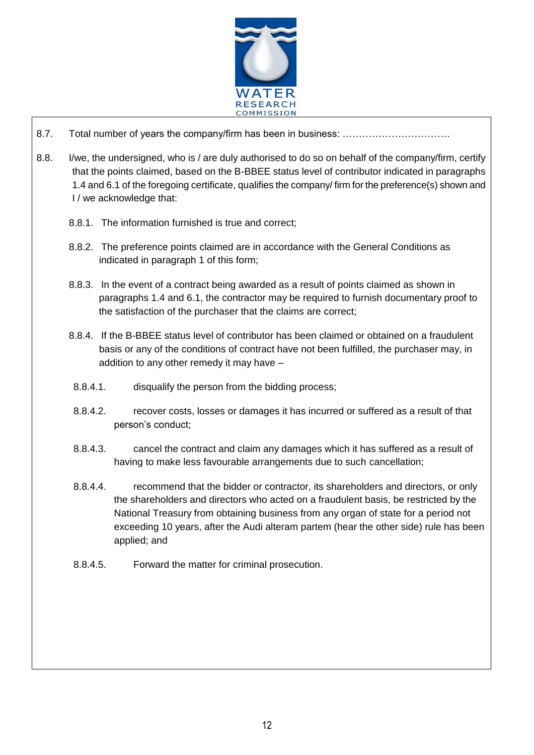8.7. Total number of years the company/firm has been in business: ……………………………

8.8. I/we, the undersigned, who is / are duly authorised to do so on behalf of the company/firm, certify that the points claimed, based on the B-BBEE status level of contributor indicated in paragraphs 1.4 and 6.1 of the foregoing certificate, qualifies the company/ firm for the preference(s) shown and I / we acknowledge that:

- 8.8.1. The information furnished is true and correct;
- 8.8.2. The preference points claimed are in accordance with the General Conditions as indicated in paragraph 1 of this form;
- 8.8.3. In the event of a contract being awarded as a result of points claimed as shown in paragraphs 1.4 and 6.1, the contractor may be required to furnish documentary proof to the satisfaction of the purchaser that the claims are correct;
- 8.8.4. If the B-BBEE status level of contributor has been claimed or obtained on a fraudulent basis or any of the conditions of contract have not been fulfilled, the purchaser may, in addition to any other remedy it may have –
  - 8.8.4.1. disqualify the person from the bidding process;
  - 8.8.4.2. recover costs, losses or damages it has incurred or suffered as a result of that person's conduct;
  - 8.8.4.3. cancel the contract and claim any damages which it has suffered as a result of having to make less favourable arrangements due to such cancellation;
  - 8.8.4.4. recommend that the bidder or contractor, its shareholders and directors, or only the shareholders and directors who acted on a fraudulent basis, be restricted by the National Treasury from obtaining business from any organ of state for a period not exceeding 10 years, after the Audi alteram partem (hear the other side) rule has been applied; and
  - 8.8.4.5. Forward the matter for criminal prosecution.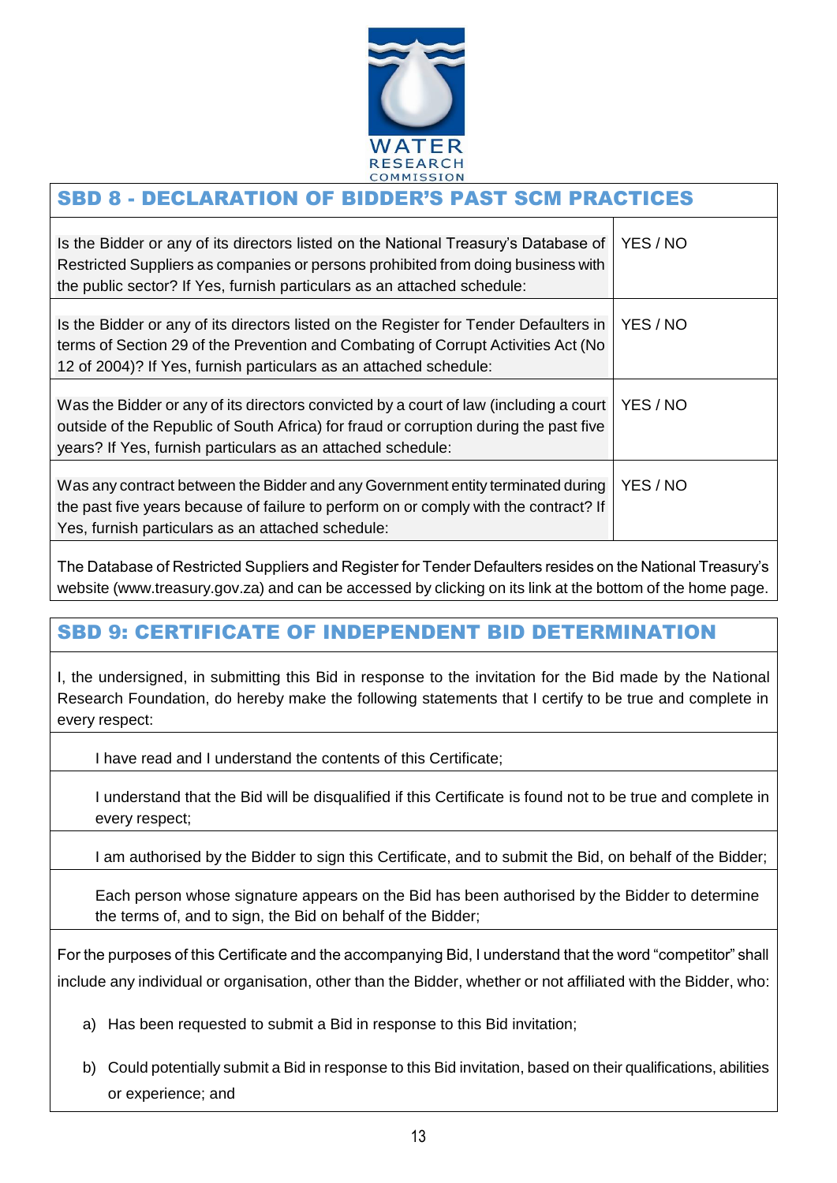WATER RESEARCH COMMISSION

## SBD 8 - DECLARATION OF BIDDER'S PAST SCM PRACTICES

| | |
|---|---|
| Is the Bidder or any of its directors listed on the National Treasury's Database of Restricted Suppliers as companies or persons prohibited from doing business with the public sector? If Yes, furnish particulars as an attached schedule: | YES / NO |
| Is the Bidder or any of its directors listed on the Register for Tender Defaulters in terms of Section 29 of the Prevention and Combating of Corrupt Activities Act (No 12 of 2004)? If Yes, furnish particulars as an attached schedule: | YES / NO |
| Was the Bidder or any of its directors convicted by a court of law (including a court outside of the Republic of South Africa) for fraud or corruption during the past five years? If Yes, furnish particulars as an attached schedule: | YES / NO |
| Was any contract between the Bidder and any Government entity terminated during the past five years because of failure to perform on or comply with the contract? If Yes, furnish particulars as an attached schedule: | YES / NO |

The Database of Restricted Suppliers and Register for Tender Defaulters resides on the National Treasury's website (www.treasury.gov.za) and can be accessed by clicking on its link at the bottom of the home page.

## SBD 9: CERTIFICATE OF INDEPENDENT BID DETERMINATION

I, the undersigned, in submitting this Bid in response to the invitation for the Bid made by the National Research Foundation, do hereby make the following statements that I certify to be true and complete in every respect:

I have read and I understand the contents of this Certificate;

I understand that the Bid will be disqualified if this Certificate is found not to be true and complete in every respect;

I am authorised by the Bidder to sign this Certificate, and to submit the Bid, on behalf of the Bidder;

Each person whose signature appears on the Bid has been authorised by the Bidder to determine the terms of, and to sign, the Bid on behalf of the Bidder;

For the purposes of this Certificate and the accompanying Bid, I understand that the word "competitor" shall include any individual or organisation, other than the Bidder, whether or not affiliated with the Bidder, who:

a) Has been requested to submit a Bid in response to this Bid invitation;

b) Could potentially submit a Bid in response to this Bid invitation, based on their qualifications, abilities or experience; and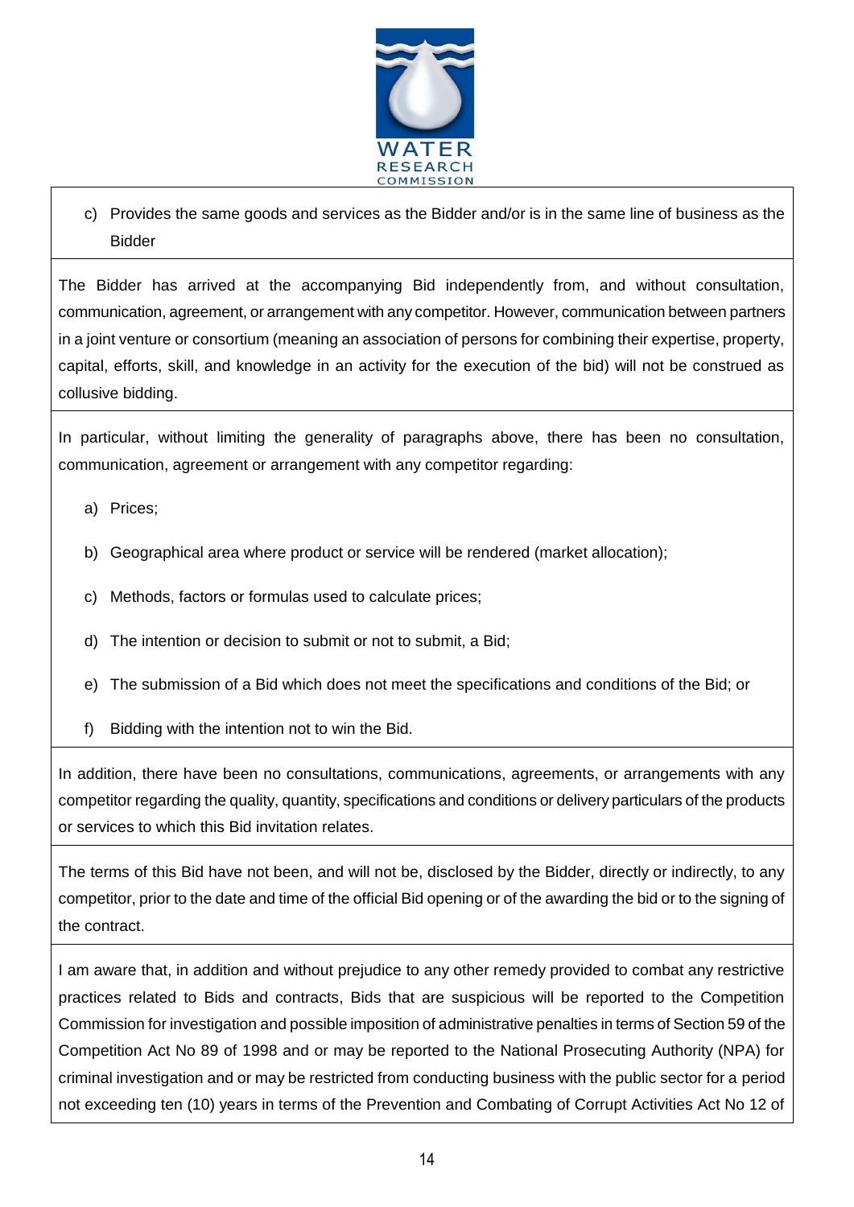c) Provides the same goods and services as the Bidder and/or is in the same line of business as the Bidder

The Bidder has arrived at the accompanying Bid independently from, and without consultation, communication, agreement, or arrangement with any competitor. However, communication between partners in a joint venture or consortium (meaning an association of persons for combining their expertise, property, capital, efforts, skill, and knowledge in an activity for the execution of the bid) will not be construed as collusive bidding.

In particular, without limiting the generality of paragraphs above, there has been no consultation, communication, agreement or arrangement with any competitor regarding:

a) Prices;

b) Geographical area where product or service will be rendered (market allocation);

c) Methods, factors or formulas used to calculate prices;

d) The intention or decision to submit or not to submit, a Bid;

e) The submission of a Bid which does not meet the specifications and conditions of the Bid; or

f) Bidding with the intention not to win the Bid.

In addition, there have been no consultations, communications, agreements, or arrangements with any competitor regarding the quality, quantity, specifications and conditions or delivery particulars of the products or services to which this Bid invitation relates.

The terms of this Bid have not been, and will not be, disclosed by the Bidder, directly or indirectly, to any competitor, prior to the date and time of the official Bid opening or of the awarding the bid or to the signing of the contract.

I am aware that, in addition and without prejudice to any other remedy provided to combat any restrictive practices related to Bids and contracts, Bids that are suspicious will be reported to the Competition Commission for investigation and possible imposition of administrative penalties in terms of Section 59 of the Competition Act No 89 of 1998 and or may be reported to the National Prosecuting Authority (NPA) for criminal investigation and or may be restricted from conducting business with the public sector for a period not exceeding ten (10) years in terms of the Prevention and Combating of Corrupt Activities Act No 12 of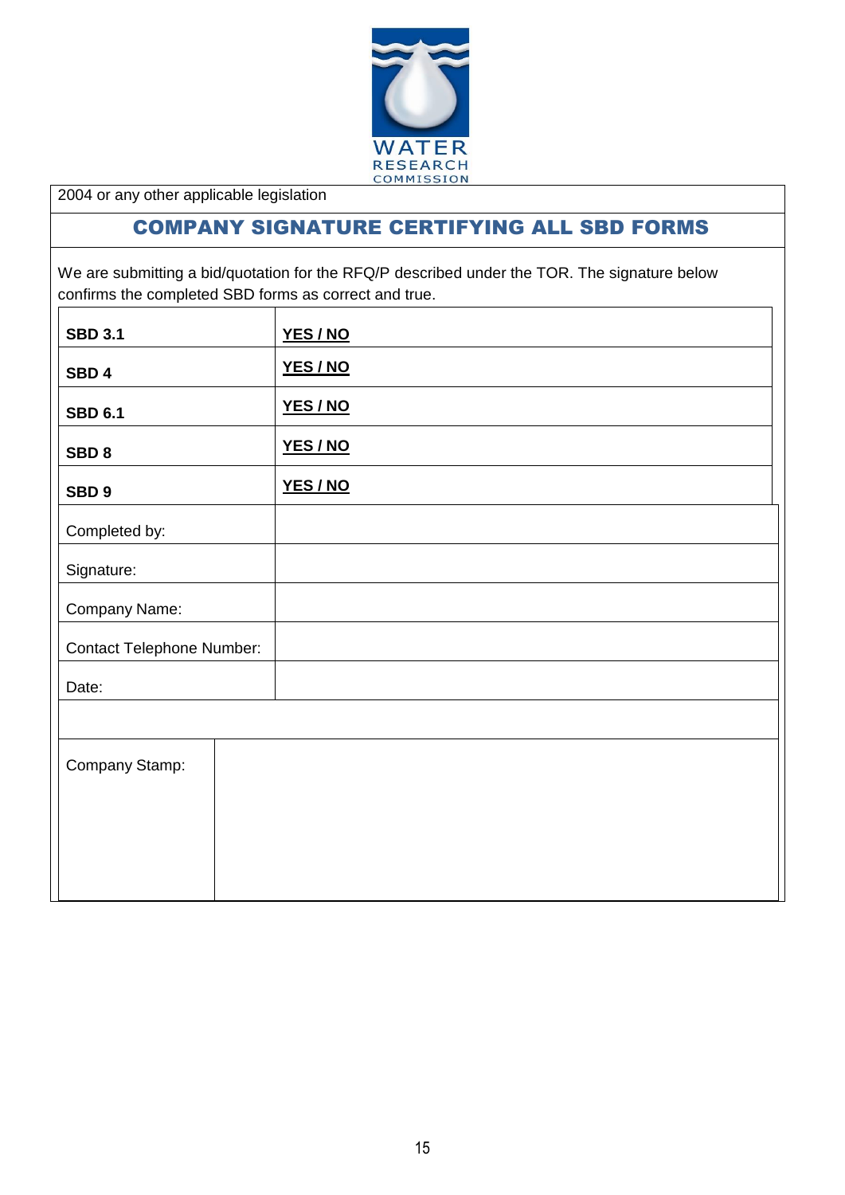2004 or any other applicable legislation

## COMPANY SIGNATURE CERTIFYING ALL SBD FORMS

We are submitting a bid/quotation for the RFQ/P described under the TOR. The signature below confirms the completed SBD forms as correct and true.

| | |
|---|---|
| **SBD 3.1** | **YES / NO** |
| **SBD 4** | **YES / NO** |
| **SBD 6.1** | **YES / NO** |
| **SBD 8** | **YES / NO** |
| **SBD 9** | **YES / NO** |
| Completed by: | |
| Signature: | |
| Company Name: | |
| Contact Telephone Number: | |
| Date: | |
| | |
| Company Stamp: | |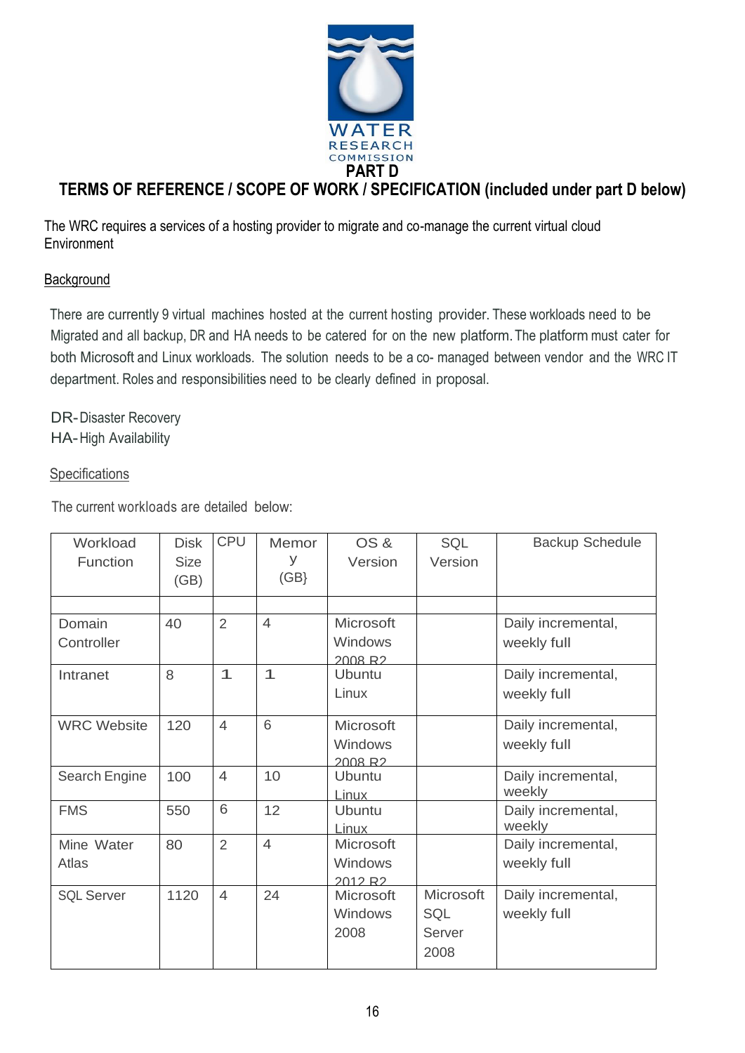WATER RESEARCH COMMISSION

# PART D

## TERMS OF REFERENCE / SCOPE OF WORK / SPECIFICATION (included under part D below)

The WRC requires a services of a hosting provider to migrate and co-manage the current virtual cloud Environment

Background

There are currently 9 virtual machines hosted at the current hosting provider. These workloads need to be Migrated and all backup, DR and HA needs to be catered for on the new platform. The platform must cater for both Microsoft and Linux workloads. The solution needs to be a co- managed between vendor and the WRC IT department. Roles and responsibilities need to be clearly defined in proposal.

DR-Disaster Recovery
HA-High Availability

Specifications

The current workloads are detailed below:

| Workload Function | Disk Size (GB) | CPU | Memory (GB} | OS & Version | SQL Version | Backup Schedule |
|---|---|---|---|---|---|---|
| | | | | | | |
| Domain Controller | 40 | 2 | 4 | Microsoft Windows 2008 R2 | | Daily incremental, weekly full |
| Intranet | 8 | 1 | 1 | Ubuntu Linux | | Daily incremental, weekly full |
| WRC Website | 120 | 4 | 6 | Microsoft Windows 2008 R2 | | Daily incremental, weekly full |
| Search Engine | 100 | 4 | 10 | Ubuntu Linux | | Daily incremental, weekly |
| FMS | 550 | 6 | 12 | Ubuntu Linux | | Daily incremental, weekly |
| Mine Water Atlas | 80 | 2 | 4 | Microsoft Windows 2012 R2 | | Daily incremental, weekly full |
| SQL Server | 1120 | 4 | 24 | Microsoft Windows 2008 | Microsoft SQL Server 2008 | Daily incremental, weekly full |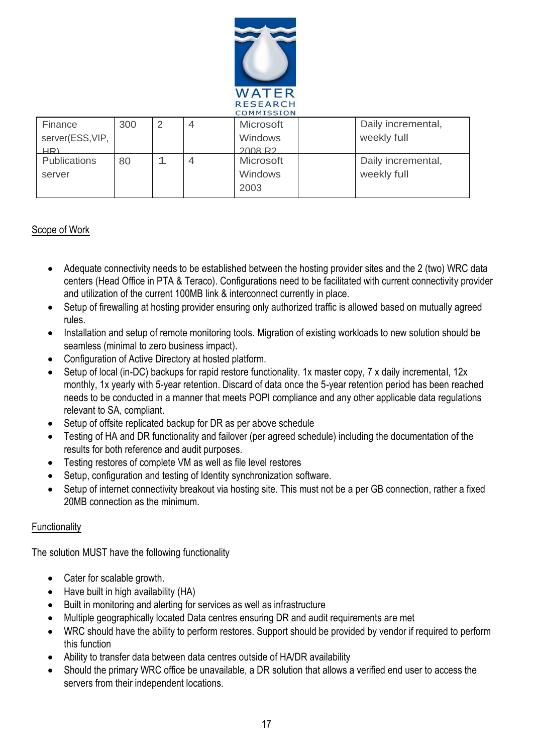| Finance server(ESS,VIP, HR) | 300 | 2 | 4 | Microsoft Windows 2008 R2 | | Daily incremental, weekly full |
|---|---|---|---|---|---|---|
| Publications server | 80 | 1 | 4 | Microsoft Windows 2003 | | Daily incremental, weekly full |

<u>Scope of Work</u>

- Adequate connectivity needs to be established between the hosting provider sites and the 2 (two) WRC data centers (Head Office in PTA & Teraco). Configurations need to be facilitated with current connectivity provider and utilization of the current 100MB link & interconnect currently in place.
- Setup of firewalling at hosting provider ensuring only authorized traffic is allowed based on mutually agreed rules.
- Installation and setup of remote monitoring tools. Migration of existing workloads to new solution should be seamless (minimal to zero business impact).
- Configuration of Active Directory at hosted platform.
- Setup of local (in-DC) backups for rapid restore functionality. 1x master copy, 7 x daily incremental, 12x monthly, 1x yearly with 5-year retention. Discard of data once the 5-year retention period has been reached needs to be conducted in a manner that meets POPI compliance and any other applicable data regulations relevant to SA, compliant.
- Setup of offsite replicated backup for DR as per above schedule
- Testing of HA and DR functionality and failover (per agreed schedule) including the documentation of the results for both reference and audit purposes.
- Testing restores of complete VM as well as file level restores
- Setup, configuration and testing of Identity synchronization software.
- Setup of internet connectivity breakout via hosting site. This must not be a per GB connection, rather a fixed 20MB connection as the minimum.

<u>Functionality</u>

The solution MUST have the following functionality

- Cater for scalable growth.
- Have built in high availability (HA)
- Built in monitoring and alerting for services as well as infrastructure
- Multiple geographically located Data centres ensuring DR and audit requirements are met
- WRC should have the ability to perform restores. Support should be provided by vendor if required to perform this function
- Ability to transfer data between data centres outside of HA/DR availability
- Should the primary WRC office be unavailable, a DR solution that allows a verified end user to access the servers from their independent locations.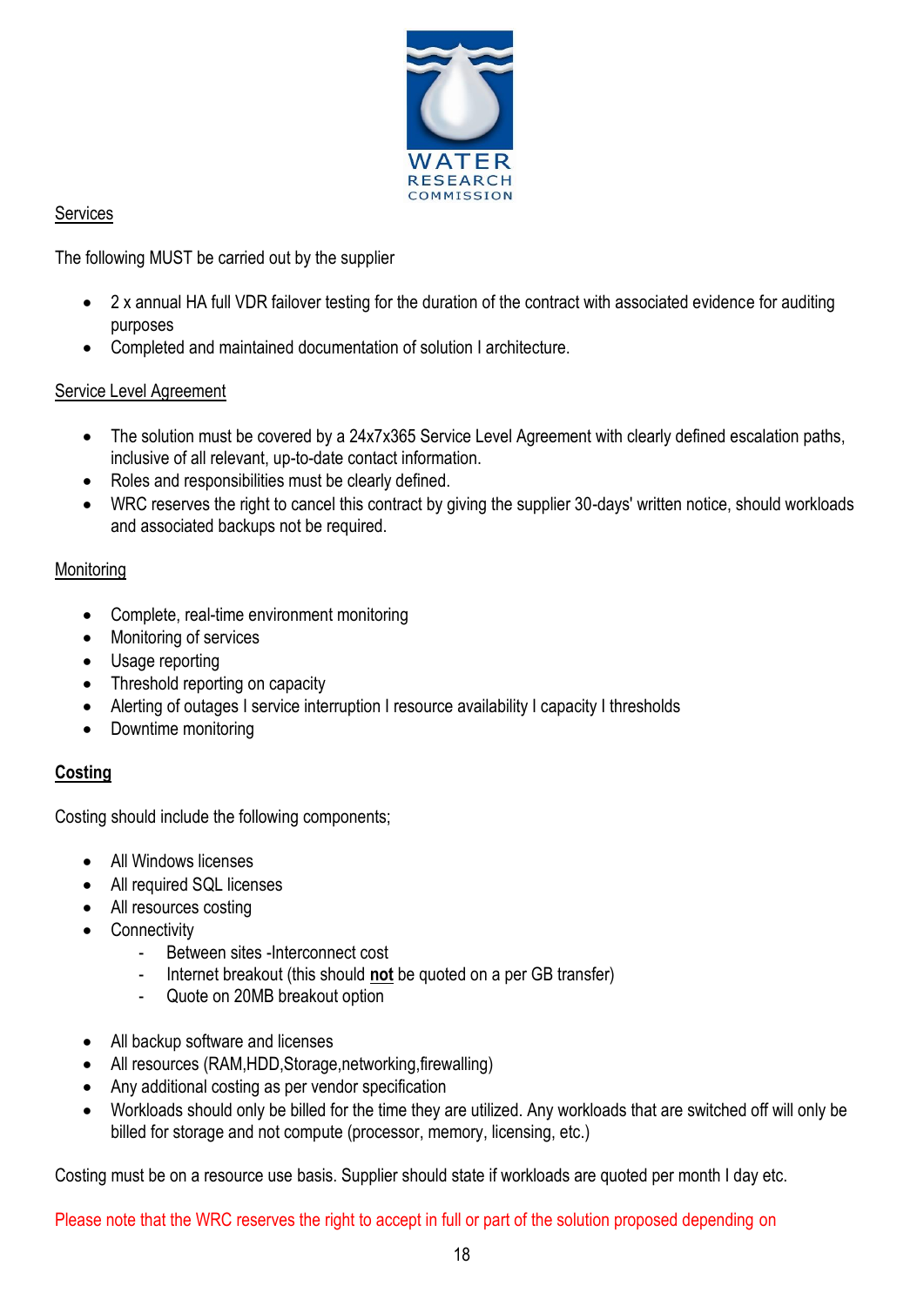Services

The following MUST be carried out by the supplier

- 2 x annual HA full VDR failover testing for the duration of the contract with associated evidence for auditing purposes
- Completed and maintained documentation of solution I architecture.

Service Level Agreement

- The solution must be covered by a 24x7x365 Service Level Agreement with clearly defined escalation paths, inclusive of all relevant, up-to-date contact information.
- Roles and responsibilities must be clearly defined.
- WRC reserves the right to cancel this contract by giving the supplier 30-days' written notice, should workloads and associated backups not be required.

Monitoring

- Complete, real-time environment monitoring
- Monitoring of services
- Usage reporting
- Threshold reporting on capacity
- Alerting of outages I service interruption I resource availability I capacity I thresholds
- Downtime monitoring

**Costing**

Costing should include the following components;

- All Windows licenses
- All required SQL licenses
- All resources costing
- Connectivity
  - Between sites -Interconnect cost
  - Internet breakout (this should **not** be quoted on a per GB transfer)
  - Quote on 20MB breakout option

- All backup software and licenses
- All resources (RAM,HDD,Storage,networking,firewalling)
- Any additional costing as per vendor specification
- Workloads should only be billed for the time they are utilized. Any workloads that are switched off will only be billed for storage and not compute (processor, memory, licensing, etc.)

Costing must be on a resource use basis. Supplier should state if workloads are quoted per month I day etc.

Please note that the WRC reserves the right to accept in full or part of the solution proposed depending on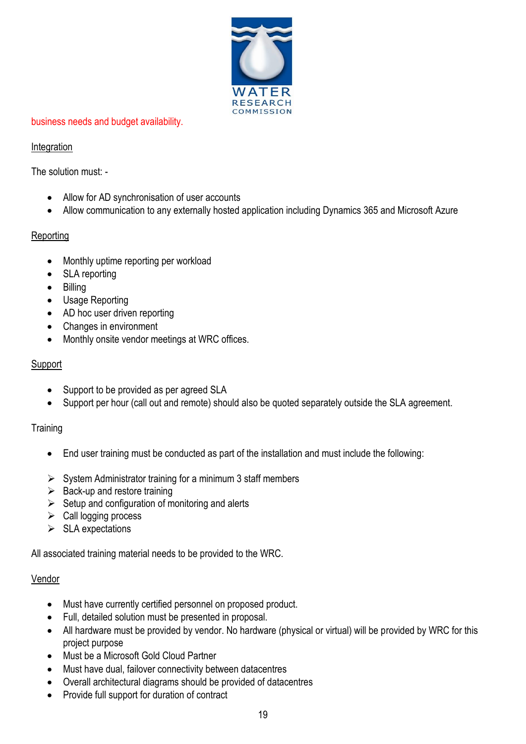business needs and budget availability.

Integration

The solution must: -

- Allow for AD synchronisation of user accounts
- Allow communication to any externally hosted application including Dynamics 365 and Microsoft Azure

Reporting

- Monthly uptime reporting per workload
- SLA reporting
- Billing
- Usage Reporting
- AD hoc user driven reporting
- Changes in environment
- Monthly onsite vendor meetings at WRC offices.

Support

- Support to be provided as per agreed SLA
- Support per hour (call out and remote) should also be quoted separately outside the SLA agreement.

Training

- End user training must be conducted as part of the installation and must include the following:

  - System Administrator training for a minimum 3 staff members
  - Back-up and restore training
  - Setup and configuration of monitoring and alerts
  - Call logging process
  - SLA expectations

All associated training material needs to be provided to the WRC.

Vendor

- Must have currently certified personnel on proposed product.
- Full, detailed solution must be presented in proposal.
- All hardware must be provided by vendor. No hardware (physical or virtual) will be provided by WRC for this project purpose
- Must be a Microsoft Gold Cloud Partner
- Must have dual, failover connectivity between datacentres
- Overall architectural diagrams should be provided of datacentres
- Provide full support for duration of contract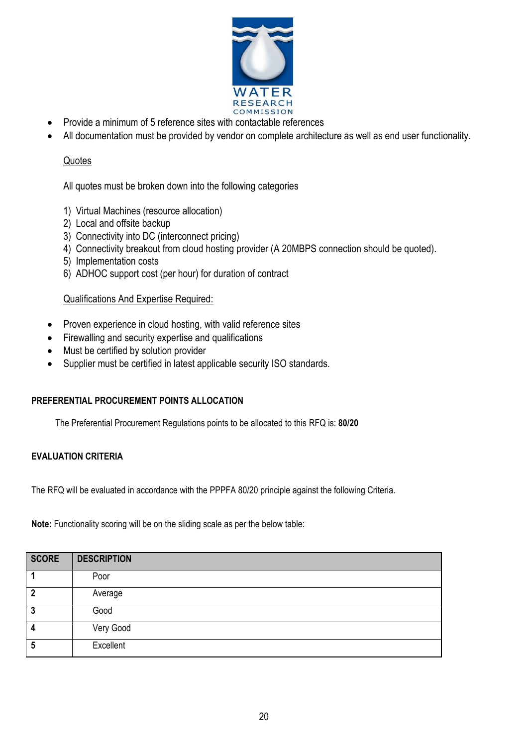- Provide a minimum of 5 reference sites with contactable references
- All documentation must be provided by vendor on complete architecture as well as end user functionality.

Quotes

All quotes must be broken down into the following categories

1) Virtual Machines (resource allocation)
2) Local and offsite backup
3) Connectivity into DC (interconnect pricing)
4) Connectivity breakout from cloud hosting provider (A 20MBPS connection should be quoted).
5) Implementation costs
6) ADHOC support cost (per hour) for duration of contract

Qualifications And Expertise Required:

- Proven experience in cloud hosting, with valid reference sites
- Firewalling and security expertise and qualifications
- Must be certified by solution provider
- Supplier must be certified in latest applicable security ISO standards.

**PREFERENTIAL PROCUREMENT POINTS ALLOCATION**

The Preferential Procurement Regulations points to be allocated to this RFQ is: **80/20**

**EVALUATION CRITERIA**

The RFQ will be evaluated in accordance with the PPPFA 80/20 principle against the following Criteria.

**Note:** Functionality scoring will be on the sliding scale as per the below table:

| SCORE | DESCRIPTION |
|---|---|
| **1** | Poor |
| **2** | Average |
| **3** | Good |
| **4** | Very Good |
| **5** | Excellent |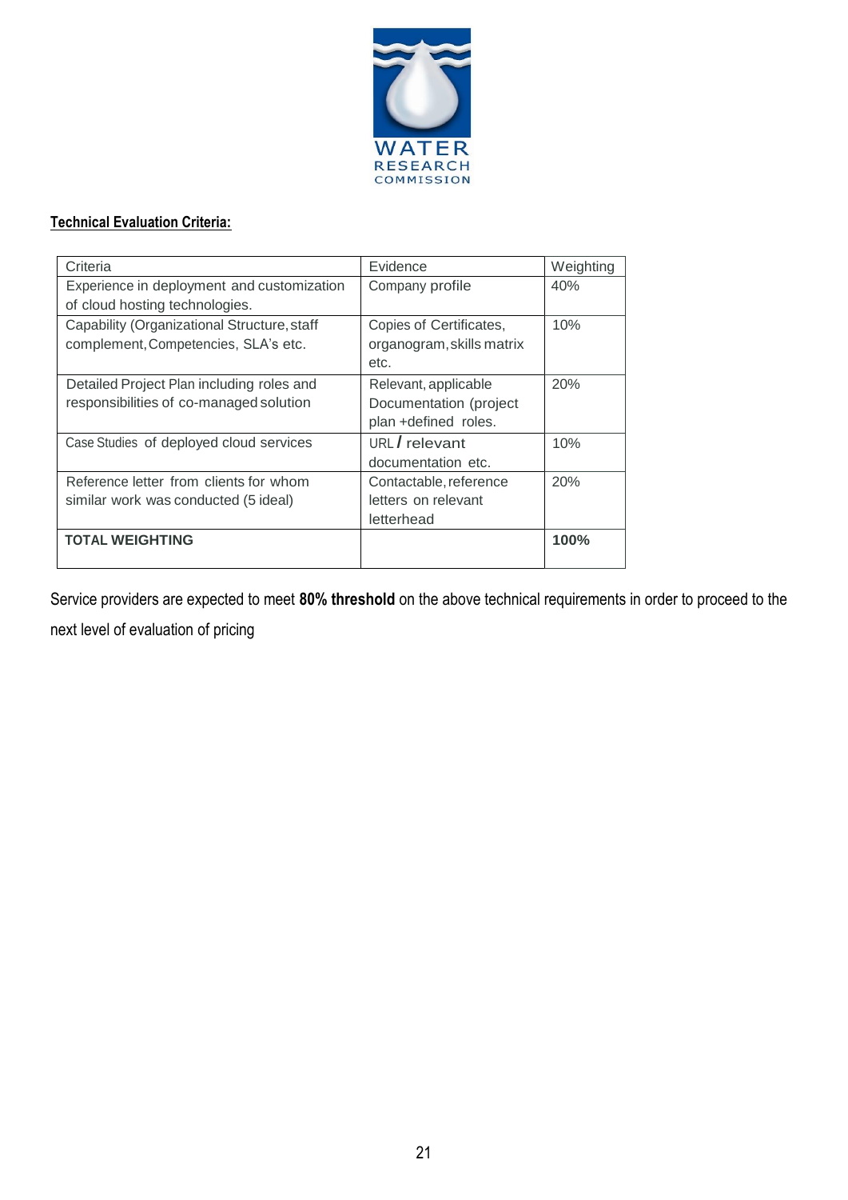**Technical Evaluation Criteria:**

| Criteria | Evidence | Weighting |
|---|---|---|
| Experience in deployment and customization of cloud hosting technologies. | Company profile | 40% |
| Capability (Organizational Structure, staff complement, Competencies, SLA's etc. | Copies of Certificates, organogram, skills matrix etc. | 10% |
| Detailed Project Plan including roles and responsibilities of co-managed solution | Relevant, applicable Documentation (project plan +defined roles. | 20% |
| Case Studies of deployed cloud services | URL / relevant documentation etc. | 10% |
| Reference letter from clients for whom similar work was conducted (5 ideal) | Contactable, reference letters on relevant letterhead | 20% |
| **TOTAL WEIGHTING** | | **100%** |

Service providers are expected to meet **80% threshold** on the above technical requirements in order to proceed to the next level of evaluation of pricing